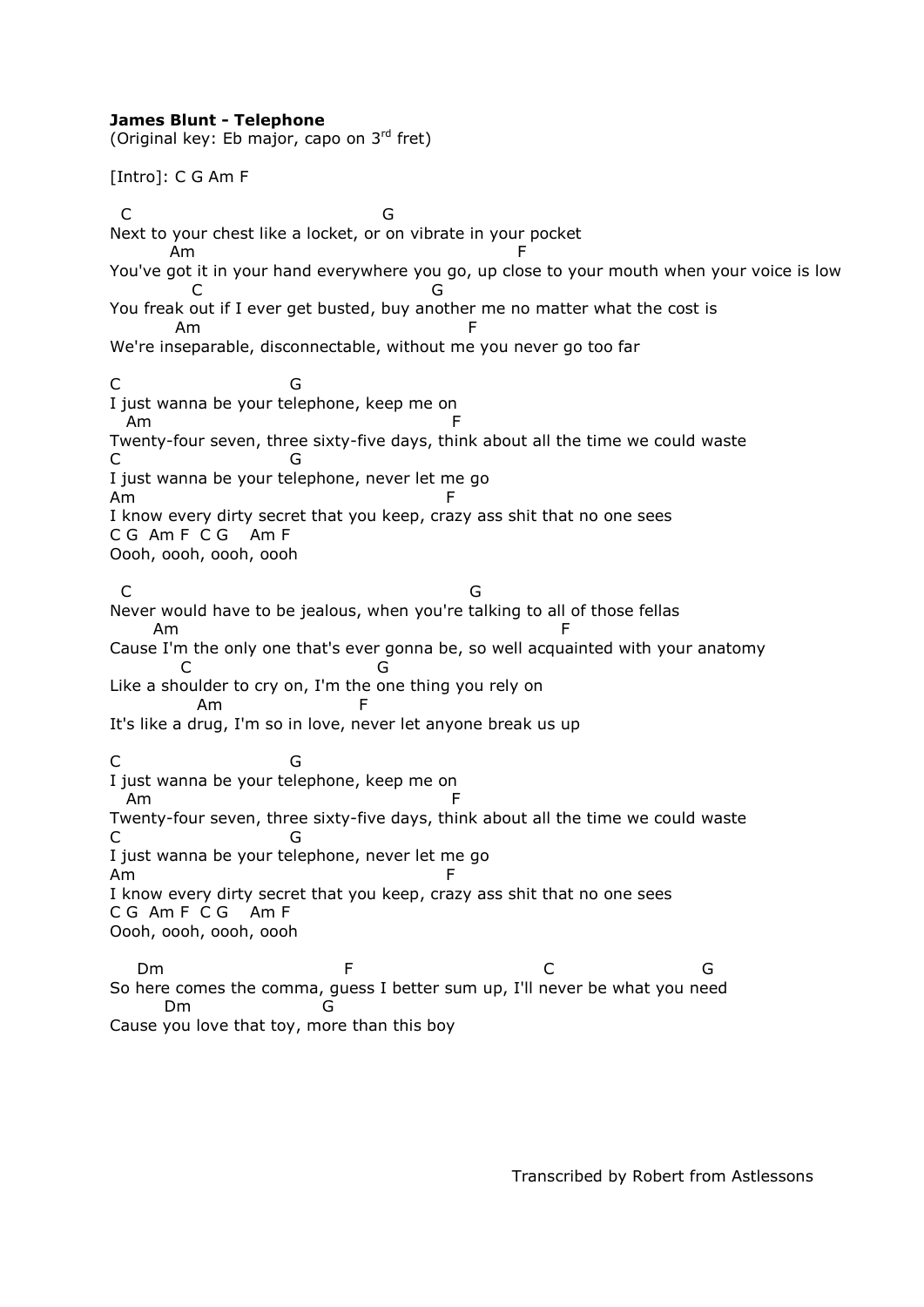**James Blunt - Telephone**
(Original key: Eb major, capo on 3rd fret)

[Intro]: C G Am F

```
  C                                    G
Next to your chest like a locket, or on vibrate in your pocket
          Am                                          F
You've got it in your hand everywhere you go, up close to your mouth when your voice is low
           C                             G
You freak out if I ever get busted, buy another me no matter what the cost is
          Am                               F
We're inseparable, disconnectable, without me you never go too far

C                         G
I just wanna be your telephone, keep me on
   Am                                     F
Twenty-four seven, three sixty-five days, think about all the time we could waste
C                         G
I just wanna be your telephone, never let me go
Am                                        F
I know every dirty secret that you keep, crazy ass shit that no one sees
C G  Am F  C G    Am F
Oooh, oooh, oooh, oooh

  C                                             G
Never would have to be jealous, when you're talking to all of those fellas
       Am                                                  F
Cause I'm the only one that's ever gonna be, so well acquainted with your anatomy
          C                          G
Like a shoulder to cry on, I'm the one thing you rely on
              Am                  F
It's like a drug, I'm so in love, never let anyone break us up

C                         G
I just wanna be your telephone, keep me on
   Am                                     F
Twenty-four seven, three sixty-five days, think about all the time we could waste
C                         G
I just wanna be your telephone, never let me go
Am                                        F
I know every dirty secret that you keep, crazy ass shit that no one sees
C G  Am F  C G    Am F
Oooh, oooh, oooh, oooh

     Dm                        F                        C                     G
So here comes the comma, guess I better sum up, I'll never be what you need
         Dm                 G
Cause you love that toy, more than this boy
```

Transcribed by Robert from Astlessons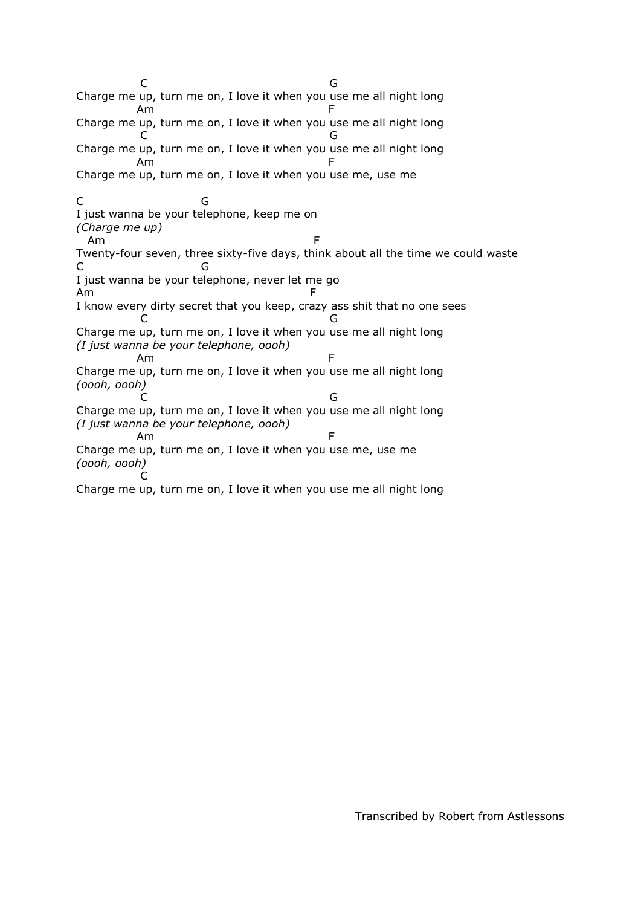```
           C                                        G
Charge me up, turn me on, I love it when you use me all night long
          Am                                       F
Charge me up, turn me on, I love it when you use me all night long
           C                                        G
Charge me up, turn me on, I love it when you use me all night long
          Am                                       F
Charge me up, turn me on, I love it when you use me, use me

C                         G
I just wanna be your telephone, keep me on
(Charge me up)
  Am                                        F
Twenty-four seven, three sixty-five days, think about all the time we could waste
C                         G
I just wanna be your telephone, never let me go
Am                                         F
I know every dirty secret that you keep, crazy ass shit that no one sees
           C                                        G
Charge me up, turn me on, I love it when you use me all night long
(I just wanna be your telephone, oooh)
          Am                                       F
Charge me up, turn me on, I love it when you use me all night long
(oooh, oooh)
           C                                        G
Charge me up, turn me on, I love it when you use me all night long
(I just wanna be your telephone, oooh)
          Am                                       F
Charge me up, turn me on, I love it when you use me, use me
(oooh, oooh)
           C
Charge me up, turn me on, I love it when you use me all night long
```

Transcribed by Robert from Astlessons